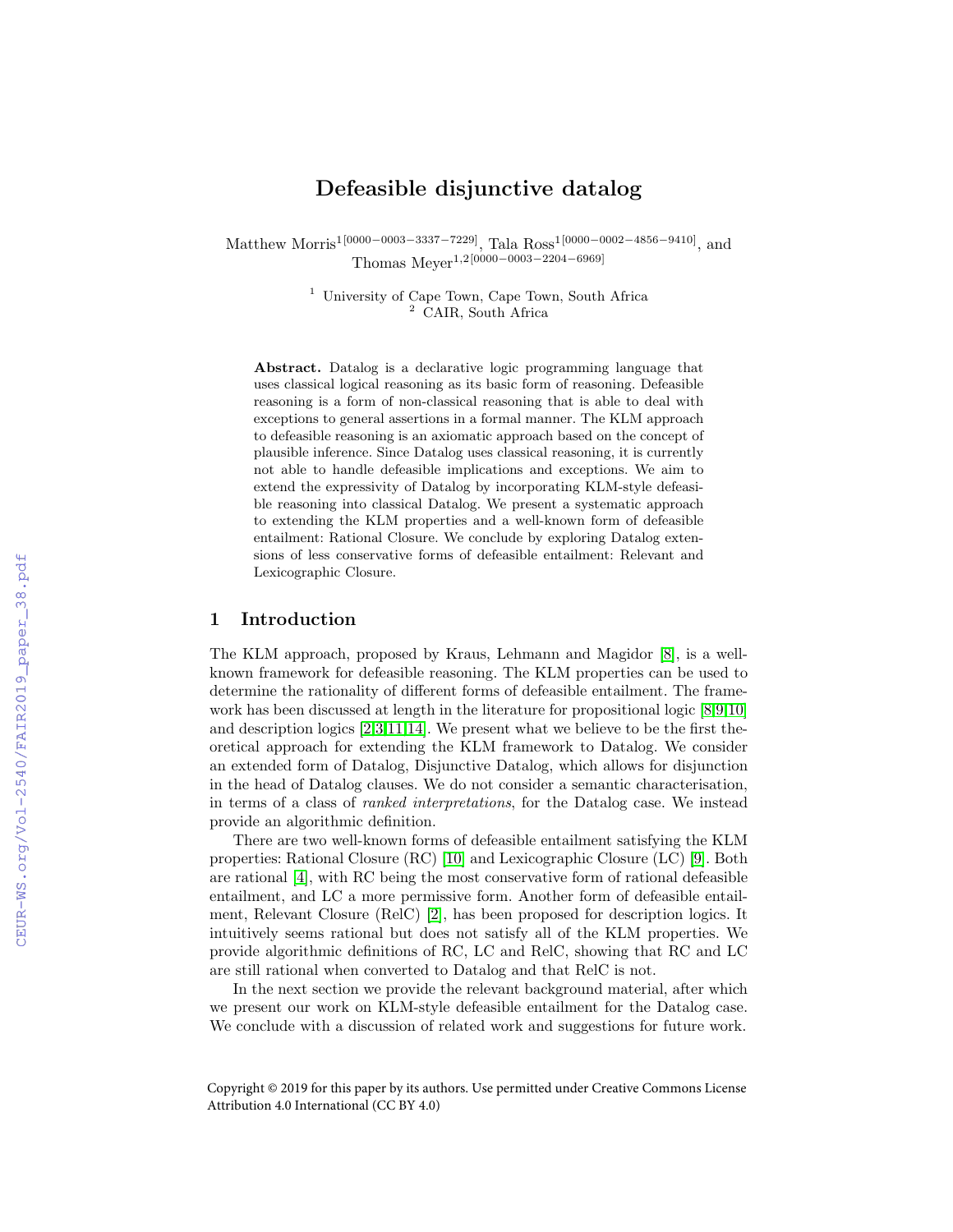# Defeasible disjunctive datalog

Matthew Morris[1[0000−0003−3337−7229]], Tala Ross[1[0000−0002−4856−9410]], and Thomas Meyer[1,2[0000−0003−2204−6969]]

[1] University of Cape Town, Cape Town, South Africa
[2] CAIR, South Africa

**Abstract.** Datalog is a declarative logic programming language that uses classical logical reasoning as its basic form of reasoning. Defeasible reasoning is a form of non-classical reasoning that is able to deal with exceptions to general assertions in a formal manner. The KLM approach to defeasible reasoning is an axiomatic approach based on the concept of plausible inference. Since Datalog uses classical reasoning, it is currently not able to handle defeasible implications and exceptions. We aim to extend the expressivity of Datalog by incorporating KLM-style defeasible reasoning into classical Datalog. We present a systematic approach to extending the KLM properties and a well-known form of defeasible entailment: Rational Closure. We conclude by exploring Datalog extensions of less conservative forms of defeasible entailment: Relevant and Lexicographic Closure.

## 1 Introduction

The KLM approach, proposed by Kraus, Lehmann and Magidor [8], is a well-known framework for defeasible reasoning. The KLM properties can be used to determine the rationality of different forms of defeasible entailment. The framework has been discussed at length in the literature for propositional logic [8,9,10] and description logics [2,3,11,14]. We present what we believe to be the first theoretical approach for extending the KLM framework to Datalog. We consider an extended form of Datalog, Disjunctive Datalog, which allows for disjunction in the head of Datalog clauses. We do not consider a semantic characterisation, in terms of a class of *ranked interpretations*, for the Datalog case. We instead provide an algorithmic definition.

There are two well-known forms of defeasible entailment satisfying the KLM properties: Rational Closure (RC) [10] and Lexicographic Closure (LC) [9]. Both are rational [4], with RC being the most conservative form of rational defeasible entailment, and LC a more permissive form. Another form of defeasible entailment, Relevant Closure (RelC) [2], has been proposed for description logics. It intuitively seems rational but does not satisfy all of the KLM properties. We provide algorithmic definitions of RC, LC and RelC, showing that RC and LC are still rational when converted to Datalog and that RelC is not.

In the next section we provide the relevant background material, after which we present our work on KLM-style defeasible entailment for the Datalog case. We conclude with a discussion of related work and suggestions for future work.

Copyright © 2019 for this paper by its authors. Use permitted under Creative Commons License Attribution 4.0 International (CC BY 4.0)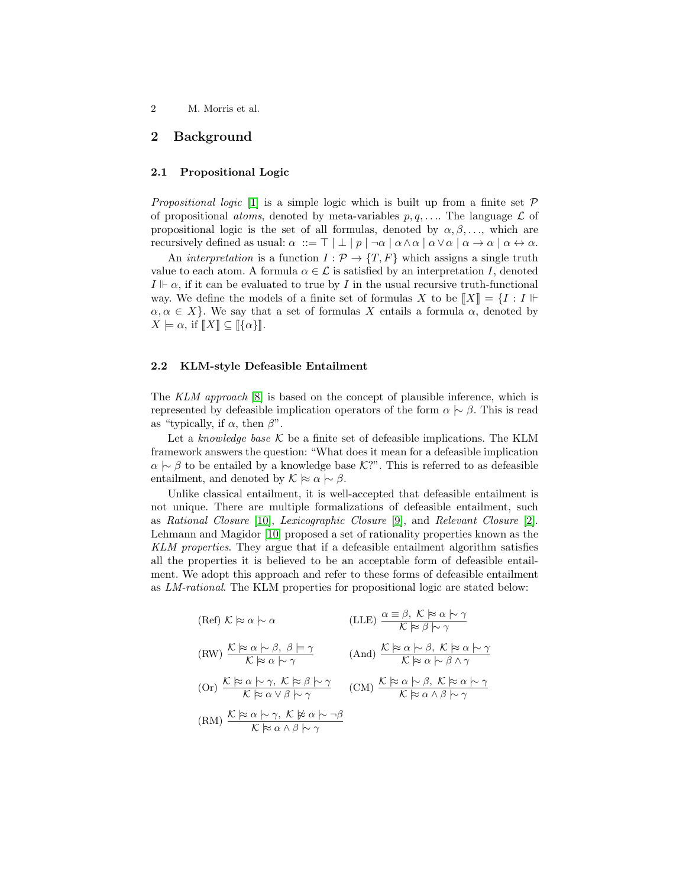## 2 Background

### 2.1 Propositional Logic

*Propositional logic* [1] is a simple logic which is built up from a finite set $\mathcal{P}$ of propositional *atoms*, denoted by meta-variables $p, q, \ldots$. The language $\mathcal{L}$ of propositional logic is the set of all formulas, denoted by $\alpha, \beta, \ldots$, which are recursively defined as usual: $\alpha ::= \top \mid \bot \mid p \mid \neg\alpha \mid \alpha \wedge \alpha \mid \alpha \vee \alpha \mid \alpha \rightarrow \alpha \mid \alpha \leftrightarrow \alpha$.

An *interpretation* is a function $I : \mathcal{P} \rightarrow \{T, F\}$ which assigns a single truth value to each atom. A formula $\alpha \in \mathcal{L}$ is satisfied by an interpretation $I$, denoted $I \Vdash \alpha$, if it can be evaluated to true by $I$ in the usual recursive truth-functional way. We define the models of a finite set of formulas $X$ to be $[\![X]\!] = \{I : I \Vdash \alpha, \alpha \in X\}$. We say that a set of formulas $X$ entails a formula $\alpha$, denoted by $X \models \alpha$, if $[\![X]\!] \subseteq [\![\{\alpha\}]\!]$.

### 2.2 KLM-style Defeasible Entailment

The *KLM approach* [8] is based on the concept of plausible inference, which is represented by defeasible implication operators of the form $\alpha \mid\!\sim \beta$. This is read as "typically, if $\alpha$, then $\beta$".

Let a *knowledge base* $\mathcal{K}$ be a finite set of defeasible implications. The KLM framework answers the question: "What does it mean for a defeasible implication $\alpha \mid\!\sim \beta$ to be entailed by a knowledge base $\mathcal{K}$?". This is referred to as defeasible entailment, and denoted by $\mathcal{K} \models\!\!\!\approx \alpha \mid\!\sim \beta$.

Unlike classical entailment, it is well-accepted that defeasible entailment is not unique. There are multiple formalizations of defeasible entailment, such as *Rational Closure* [10], *Lexicographic Closure* [9], and *Relevant Closure* [2]. Lehmann and Magidor [10] proposed a set of rationality properties known as the *KLM properties*. They argue that if a defeasible entailment algorithm satisfies all the properties it is believed to be an acceptable form of defeasible entailment. We adopt this approach and refer to these forms of defeasible entailment as *LM-rational*. The KLM properties for propositional logic are stated below:

(Ref) $\mathcal{K} \models\!\!\!\approx \alpha \mid\!\sim \alpha$

(LLE) $\dfrac{\alpha \equiv \beta,\ \mathcal{K} \models\!\!\!\approx \alpha \mid\!\sim \gamma}{\mathcal{K} \models\!\!\!\approx \beta \mid\!\sim \gamma}$

(RW) $\dfrac{\mathcal{K} \models\!\!\!\approx \alpha \mid\!\sim \beta,\ \beta \models \gamma}{\mathcal{K} \models\!\!\!\approx \alpha \mid\!\sim \gamma}$

(And) $\dfrac{\mathcal{K} \models\!\!\!\approx \alpha \mid\!\sim \beta,\ \mathcal{K} \models\!\!\!\approx \alpha \mid\!\sim \gamma}{\mathcal{K} \models\!\!\!\approx \alpha \mid\!\sim \beta \wedge \gamma}$

(Or) $\dfrac{\mathcal{K} \models\!\!\!\approx \alpha \mid\!\sim \gamma,\ \mathcal{K} \models\!\!\!\approx \beta \mid\!\sim \gamma}{\mathcal{K} \models\!\!\!\approx \alpha \vee \beta \mid\!\sim \gamma}$

(CM) $\dfrac{\mathcal{K} \models\!\!\!\approx \alpha \mid\!\sim \beta,\ \mathcal{K} \models\!\!\!\approx \alpha \mid\!\sim \gamma}{\mathcal{K} \models\!\!\!\approx \alpha \wedge \beta \mid\!\sim \gamma}$

(RM) $\dfrac{\mathcal{K} \models\!\!\!\approx \alpha \mid\!\sim \gamma,\ \mathcal{K} \not\models\!\!\!\approx \alpha \mid\!\sim \neg\beta}{\mathcal{K} \models\!\!\!\approx \alpha \wedge \beta \mid\!\sim \gamma}$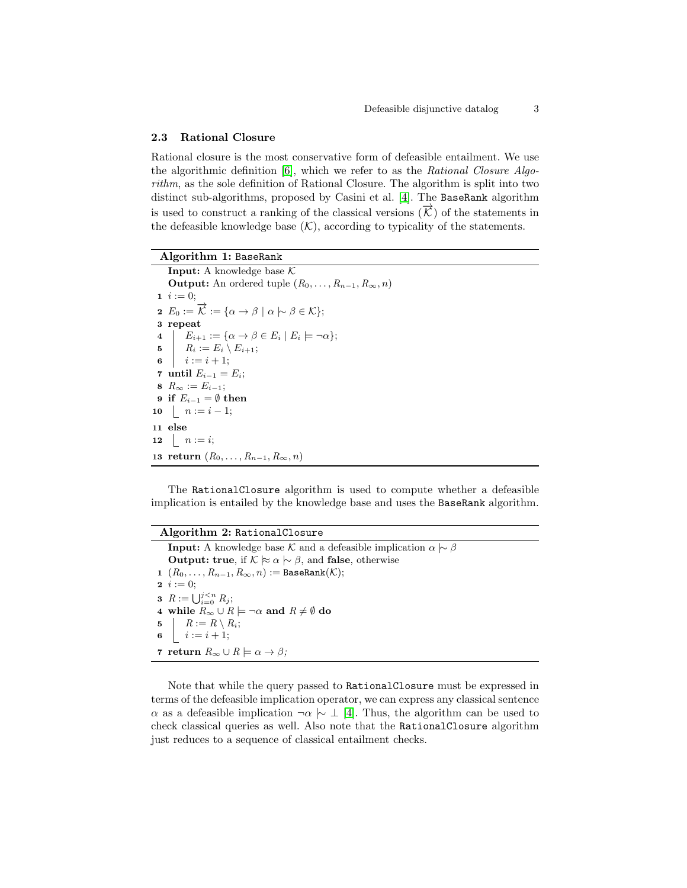### 2.3 Rational Closure

Rational closure is the most conservative form of defeasible entailment. We use the algorithmic definition [6], which we refer to as the *Rational Closure Algorithm*, as the sole definition of Rational Closure. The algorithm is split into two distinct sub-algorithms, proposed by Casini et al. [4]. The `BaseRank` algorithm is used to construct a ranking of the classical versions ($\overrightarrow{\mathcal{K}}$) of the statements in the defeasible knowledge base ($\mathcal{K}$), according to typicality of the statements.

**Algorithm 1:** `BaseRank`

**Input:** A knowledge base $\mathcal{K}$
**Output:** An ordered tuple $(R_0, \ldots, R_{n-1}, R_\infty, n)$

```
1  i := 0;
2  E_0 := K⃗ := {α → β | α |~ β ∈ K};
3  repeat
4  |   E_{i+1} := {α → β ∈ E_i | E_i ⊨ ¬α};
5  |   R_i := E_i \ E_{i+1};
6  |   i := i + 1;
7  until E_{i-1} = E_i;
8  R_∞ := E_{i-1};
9  if E_{i-1} = ∅ then
10 |   n := i − 1;
11 else
12 |   n := i;
13 return (R_0, ..., R_{n-1}, R_∞, n)
```

The `RationalClosure` algorithm is used to compute whether a defeasible implication is entailed by the knowledge base and uses the `BaseRank` algorithm.

**Algorithm 2:** `RationalClosure`

**Input:** A knowledge base $\mathcal{K}$ and a defeasible implication $\alpha \mid\!\sim \beta$
**Output:** **true**, if $\mathcal{K} \approx\!\!\mid \alpha \mid\!\sim \beta$, and **false**, otherwise

```
1  (R_0, ..., R_{n-1}, R_∞, n) := BaseRank(K);
2  i := 0;
3  R := ⋃_{i=0}^{j<n} R_j;
4  while R_∞ ∪ R ⊨ ¬α and R ≠ ∅ do
5  |   R := R \ R_i;
6  |   i := i + 1;
7  return R_∞ ∪ R ⊨ α → β;
```

Note that while the query passed to `RationalClosure` must be expressed in terms of the defeasible implication operator, we can express any classical sentence $\alpha$ as a defeasible implication $\neg\alpha \mid\!\sim \bot$ [4]. Thus, the algorithm can be used to check classical queries as well. Also note that the `RationalClosure` algorithm just reduces to a sequence of classical entailment checks.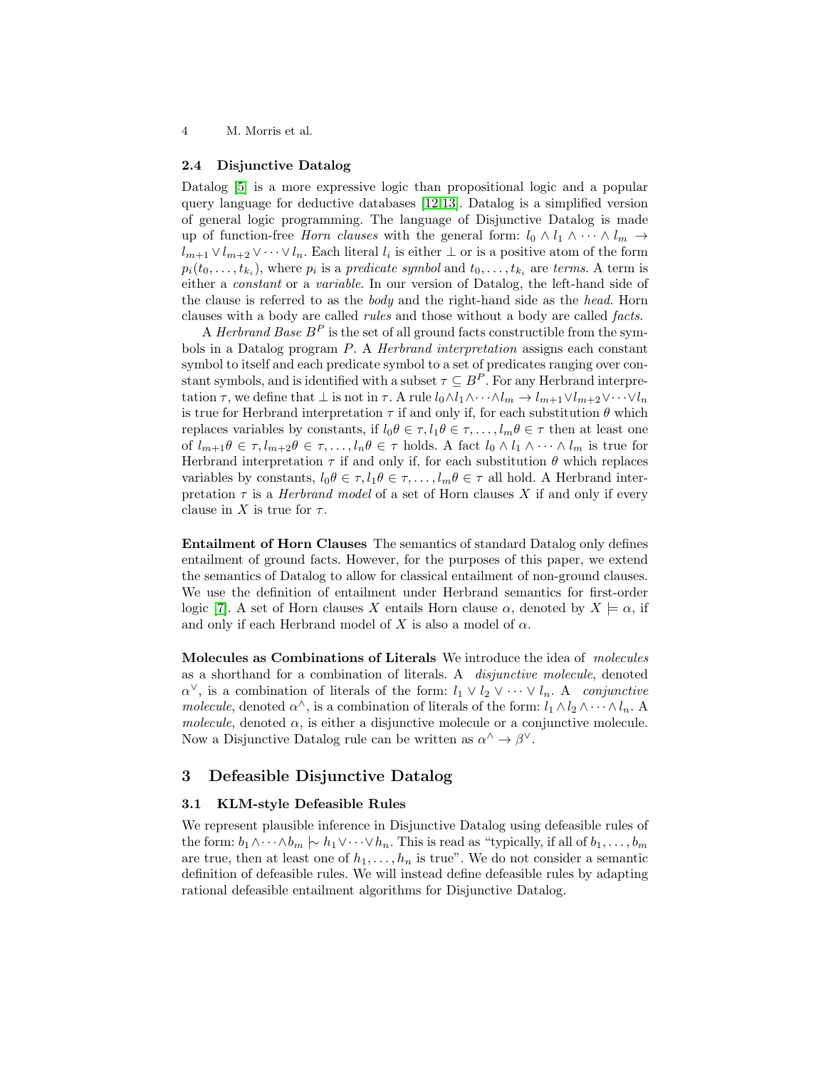### 2.4 Disjunctive Datalog

Datalog [5] is a more expressive logic than propositional logic and a popular query language for deductive databases [12,13]. Datalog is a simplified version of general logic programming. The language of Disjunctive Datalog is made up of function-free *Horn clauses* with the general form: $l_0 \wedge l_1 \wedge \cdots \wedge l_m \rightarrow l_{m+1} \vee l_{m+2} \vee \cdots \vee l_n$. Each literal $l_i$ is either $\bot$ or is a positive atom of the form $p_i(t_0, \ldots, t_{k_i})$, where $p_i$ is a *predicate symbol* and $t_0, \ldots, t_{k_i}$ are *terms*. A term is either a *constant* or a *variable*. In our version of Datalog, the left-hand side of the clause is referred to as the *body* and the right-hand side as the *head*. Horn clauses with a body are called *rules* and those without a body are called *facts*.

A *Herbrand Base* $B^P$ is the set of all ground facts constructible from the symbols in a Datalog program $P$. A *Herbrand interpretation* assigns each constant symbol to itself and each predicate symbol to a set of predicates ranging over constant symbols, and is identified with a subset $\tau \subseteq B^P$. For any Herbrand interpretation $\tau$, we define that $\bot$ is not in $\tau$. A rule $l_0 \wedge l_1 \wedge \cdots \wedge l_m \rightarrow l_{m+1} \vee l_{m+2} \vee \cdots \vee l_n$ is true for Herbrand interpretation $\tau$ if and only if, for each substitution $\theta$ which replaces variables by constants, if $l_0\theta \in \tau, l_1\theta \in \tau, \ldots, l_m\theta \in \tau$ then at least one of $l_{m+1}\theta \in \tau, l_{m+2}\theta \in \tau, \ldots, l_n\theta \in \tau$ holds. A fact $l_0 \wedge l_1 \wedge \cdots \wedge l_m$ is true for Herbrand interpretation $\tau$ if and only if, for each substitution $\theta$ which replaces variables by constants, $l_0\theta \in \tau, l_1\theta \in \tau, \ldots, l_m\theta \in \tau$ all hold. A Herbrand interpretation $\tau$ is a *Herbrand model* of a set of Horn clauses $X$ if and only if every clause in $X$ is true for $\tau$.

**Entailment of Horn Clauses** The semantics of standard Datalog only defines entailment of ground facts. However, for the purposes of this paper, we extend the semantics of Datalog to allow for classical entailment of non-ground clauses. We use the definition of entailment under Herbrand semantics for first-order logic [7]. A set of Horn clauses $X$ entails Horn clause $\alpha$, denoted by $X \models \alpha$, if and only if each Herbrand model of $X$ is also a model of $\alpha$.

**Molecules as Combinations of Literals** We introduce the idea of *molecules* as a shorthand for a combination of literals. A *disjunctive molecule*, denoted $\alpha^{\vee}$, is a combination of literals of the form: $l_1 \vee l_2 \vee \cdots \vee l_n$. A *conjunctive molecule*, denoted $\alpha^{\wedge}$, is a combination of literals of the form: $l_1 \wedge l_2 \wedge \cdots \wedge l_n$. A *molecule*, denoted $\alpha$, is either a disjunctive molecule or a conjunctive molecule. Now a Disjunctive Datalog rule can be written as $\alpha^{\wedge} \rightarrow \beta^{\vee}$.

## 3 Defeasible Disjunctive Datalog

### 3.1 KLM-style Defeasible Rules

We represent plausible inference in Disjunctive Datalog using defeasible rules of the form: $b_1 \wedge \cdots \wedge b_m \mid\!\sim h_1 \vee \cdots \vee h_n$. This is read as "typically, if all of $b_1, \ldots, b_m$ are true, then at least one of $h_1, \ldots, h_n$ is true". We do not consider a semantic definition of defeasible rules. We will instead define defeasible rules by adapting rational defeasible entailment algorithms for Disjunctive Datalog.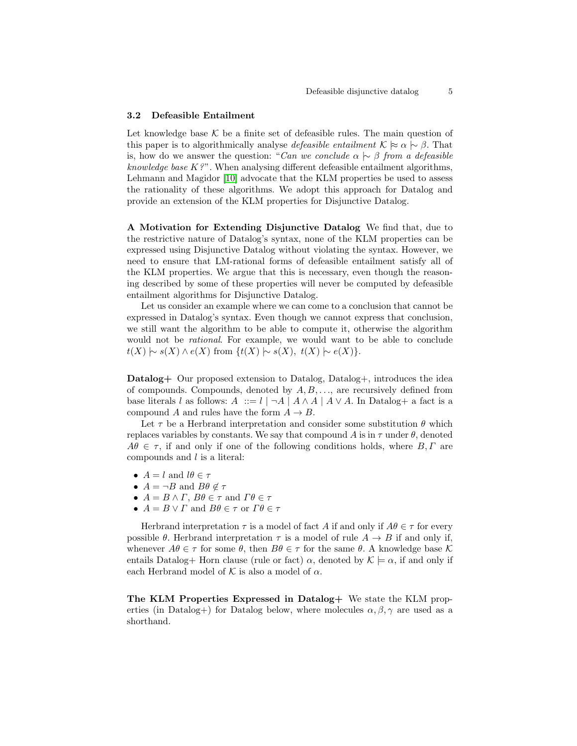### 3.2 Defeasible Entailment

Let knowledge base $\mathcal{K}$ be a finite set of defeasible rules. The main question of this paper is to algorithmically analyse *defeasible entailment* $\mathcal{K} \approx \alpha \mid\sim \beta$. That is, how do we answer the question: "*Can we conclude* $\alpha \mid\sim \beta$ *from a defeasible knowledge base* $K$*?*". When analysing different defeasible entailment algorithms, Lehmann and Magidor [10] advocate that the KLM properties be used to assess the rationality of these algorithms. We adopt this approach for Datalog and provide an extension of the KLM properties for Disjunctive Datalog.

**A Motivation for Extending Disjunctive Datalog** We find that, due to the restrictive nature of Datalog's syntax, none of the KLM properties can be expressed using Disjunctive Datalog without violating the syntax. However, we need to ensure that LM-rational forms of defeasible entailment satisfy all of the KLM properties. We argue that this is necessary, even though the reasoning described by some of these properties will never be computed by defeasible entailment algorithms for Disjunctive Datalog.

Let us consider an example where we can come to a conclusion that cannot be expressed in Datalog's syntax. Even though we cannot express that conclusion, we still want the algorithm to be able to compute it, otherwise the algorithm would not be *rational*. For example, we would want to be able to conclude $t(X) \mid\sim s(X) \wedge e(X)$ from $\{t(X) \mid\sim s(X),\ t(X) \mid\sim e(X)\}$.

**Datalog+** Our proposed extension to Datalog, Datalog+, introduces the idea of compounds. Compounds, denoted by $A, B, \ldots$, are recursively defined from base literals $l$ as follows: $A ::= l \mid \neg A \mid A \wedge A \mid A \vee A$. In Datalog+ a fact is a compound $A$ and rules have the form $A \rightarrow B$.

Let $\tau$ be a Herbrand interpretation and consider some substitution $\theta$ which replaces variables by constants. We say that compound $A$ is in $\tau$ under $\theta$, denoted $A\theta \in \tau$, if and only if one of the following conditions holds, where $B, \Gamma$ are compounds and $l$ is a literal:

- $A = l$ and $l\theta \in \tau$
- $A = \neg B$ and $B\theta \notin \tau$
- $A = B \wedge \Gamma$, $B\theta \in \tau$ and $\Gamma\theta \in \tau$
- $A = B \vee \Gamma$ and $B\theta \in \tau$ or $\Gamma\theta \in \tau$

Herbrand interpretation $\tau$ is a model of fact $A$ if and only if $A\theta \in \tau$ for every possible $\theta$. Herbrand interpretation $\tau$ is a model of rule $A \rightarrow B$ if and only if, whenever $A\theta \in \tau$ for some $\theta$, then $B\theta \in \tau$ for the same $\theta$. A knowledge base $\mathcal{K}$ entails Datalog+ Horn clause (rule or fact) $\alpha$, denoted by $\mathcal{K} \models \alpha$, if and only if each Herbrand model of $\mathcal{K}$ is also a model of $\alpha$.

**The KLM Properties Expressed in Datalog+** We state the KLM properties (in Datalog+) for Datalog below, where molecules $\alpha, \beta, \gamma$ are used as a shorthand.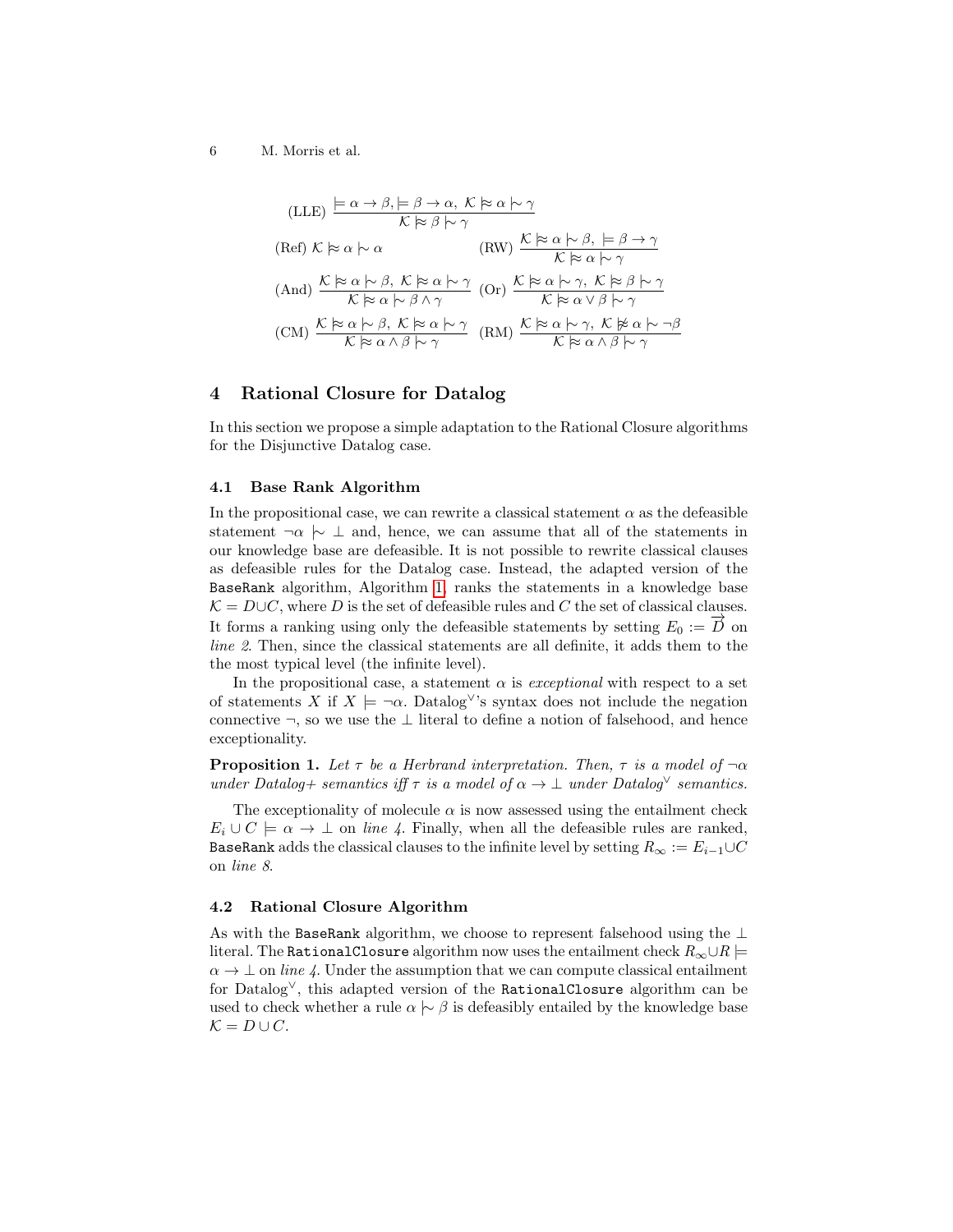$$\text{(LLE)}\ \frac{\models \alpha \to \beta, \models \beta \to \alpha,\ \mathcal{K} \approx\models \alpha \mid\sim \gamma}{\mathcal{K} \approx\models \beta \mid\sim \gamma}$$

$$\text{(Ref)}\ \mathcal{K} \approx\models \alpha \mid\sim \alpha \qquad \text{(RW)}\ \frac{\mathcal{K} \approx\models \alpha \mid\sim \beta,\ \models \beta \to \gamma}{\mathcal{K} \approx\models \alpha \mid\sim \gamma}$$

$$\text{(And)}\ \frac{\mathcal{K} \approx\models \alpha \mid\sim \beta,\ \mathcal{K} \approx\models \alpha \mid\sim \gamma}{\mathcal{K} \approx\models \alpha \mid\sim \beta \wedge \gamma} \quad \text{(Or)}\ \frac{\mathcal{K} \approx\models \alpha \mid\sim \gamma,\ \mathcal{K} \approx\models \beta \mid\sim \gamma}{\mathcal{K} \approx\models \alpha \vee \beta \mid\sim \gamma}$$

$$\text{(CM)}\ \frac{\mathcal{K} \approx\models \alpha \mid\sim \beta,\ \mathcal{K} \approx\models \alpha \mid\sim \gamma}{\mathcal{K} \approx\models \alpha \wedge \beta \mid\sim \gamma} \quad \text{(RM)}\ \frac{\mathcal{K} \approx\models \alpha \mid\sim \gamma,\ \mathcal{K} \not\approx\models \alpha \mid\sim \neg\beta}{\mathcal{K} \approx\models \alpha \wedge \beta \mid\sim \gamma}$$

## 4 Rational Closure for Datalog

In this section we propose a simple adaptation to the Rational Closure algorithms for the Disjunctive Datalog case.

### 4.1 Base Rank Algorithm

In the propositional case, we can rewrite a classical statement $\alpha$ as the defeasible statement $\neg\alpha \mid\sim \bot$ and, hence, we can assume that all of the statements in our knowledge base are defeasible. It is not possible to rewrite classical clauses as defeasible rules for the Datalog case. Instead, the adapted version of the `BaseRank` algorithm, Algorithm 1, ranks the statements in a knowledge base $\mathcal{K} = D \cup C$, where $D$ is the set of defeasible rules and $C$ the set of classical clauses. It forms a ranking using only the defeasible statements by setting $E_0 := \overrightarrow{D}$ on *line 2*. Then, since the classical statements are all definite, it adds them to the the most typical level (the infinite level).

In the propositional case, a statement $\alpha$ is *exceptional* with respect to a set of statements $X$ if $X \models \neg\alpha$. Datalog$^{\vee}$'s syntax does not include the negation connective $\neg$, so we use the $\bot$ literal to define a notion of falsehood, and hence exceptionality.

**Proposition 1.** *Let $\tau$ be a Herbrand interpretation. Then, $\tau$ is a model of $\neg\alpha$ under Datalog+ semantics iff $\tau$ is a model of $\alpha \to \bot$ under Datalog$^{\vee}$ semantics.*

The exceptionality of molecule $\alpha$ is now assessed using the entailment check $E_i \cup C \models \alpha \to \bot$ on *line 4*. Finally, when all the defeasible rules are ranked, `BaseRank` adds the classical clauses to the infinite level by setting $R_\infty := E_{i-1} \cup C$ on *line 8*.

### 4.2 Rational Closure Algorithm

As with the `BaseRank` algorithm, we choose to represent falsehood using the $\bot$ literal. The `RationalClosure` algorithm now uses the entailment check $R_\infty \cup R \models \alpha \to \bot$ on *line 4*. Under the assumption that we can compute classical entailment for Datalog$^{\vee}$, this adapted version of the `RationalClosure` algorithm can be used to check whether a rule $\alpha \mid\sim \beta$ is defeasibly entailed by the knowledge base $\mathcal{K} = D \cup C$.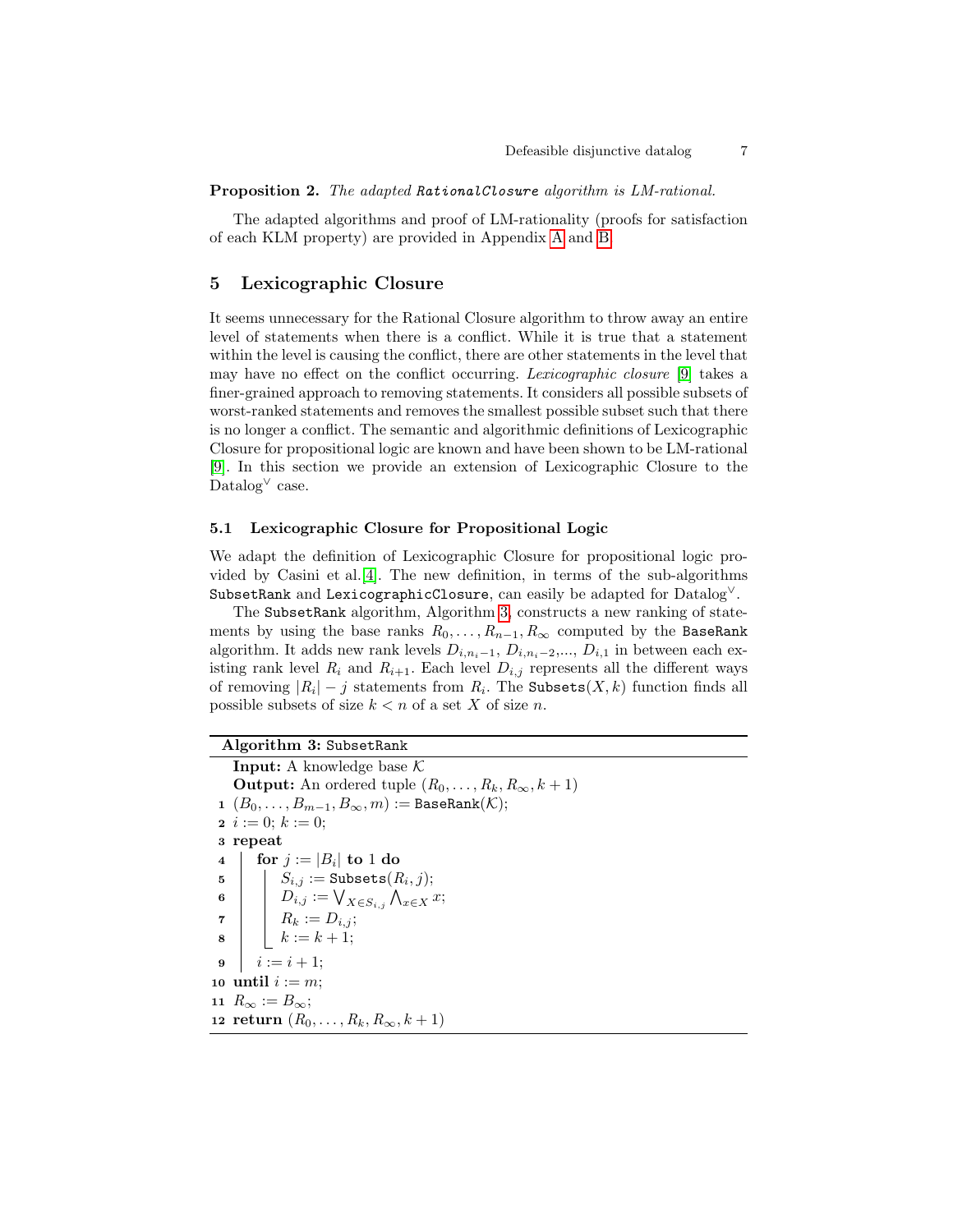**Proposition 2.** *The adapted* `RationalClosure` *algorithm is LM-rational.*

The adapted algorithms and proof of LM-rationality (proofs for satisfaction of each KLM property) are provided in Appendix A and B.

## 5 Lexicographic Closure

It seems unnecessary for the Rational Closure algorithm to throw away an entire level of statements when there is a conflict. While it is true that a statement within the level is causing the conflict, there are other statements in the level that may have no effect on the conflict occurring. *Lexicographic closure* [9] takes a finer-grained approach to removing statements. It considers all possible subsets of worst-ranked statements and removes the smallest possible subset such that there is no longer a conflict. The semantic and algorithmic definitions of Lexicographic Closure for propositional logic are known and have been shown to be LM-rational [9]. In this section we provide an extension of Lexicographic Closure to the Datalog$^\vee$ case.

### 5.1 Lexicographic Closure for Propositional Logic

We adapt the definition of Lexicographic Closure for propositional logic provided by Casini et al. [4]. The new definition, in terms of the sub-algorithms `SubsetRank` and `LexicographicClosure`, can easily be adapted for Datalog$^\vee$.

The `SubsetRank` algorithm, Algorithm 3, constructs a new ranking of statements by using the base ranks $R_0, \ldots, R_{n-1}, R_\infty$ computed by the `BaseRank` algorithm. It adds new rank levels $D_{i,n_i-1}$, $D_{i,n_i-2}$,..., $D_{i,1}$ in between each existing rank level $R_i$ and $R_{i+1}$. Each level $D_{i,j}$ represents all the different ways of removing $|R_i| - j$ statements from $R_i$. The `Subsets`$(X, k)$ function finds all possible subsets of size $k < n$ of a set $X$ of size $n$.

**Algorithm 3:** `SubsetRank`

```
   Input: A knowledge base 𝒦
   Output: An ordered tuple (R_0, ..., R_k, R_∞, k + 1)
 1 (B_0, ..., B_{m-1}, B_∞, m) := BaseRank(𝒦);
 2 i := 0; k := 0;
 3 repeat
 4     for j := |B_i| to 1 do
 5         S_{i,j} := Subsets(R_i, j);
 6         D_{i,j} := ⋁_{X∈S_{i,j}} ⋀_{x∈X} x;
 7         R_k := D_{i,j};
 8         k := k + 1;
 9     i := i + 1;
10 until i := m;
11 R_∞ := B_∞;
12 return (R_0, ..., R_k, R_∞, k + 1)
```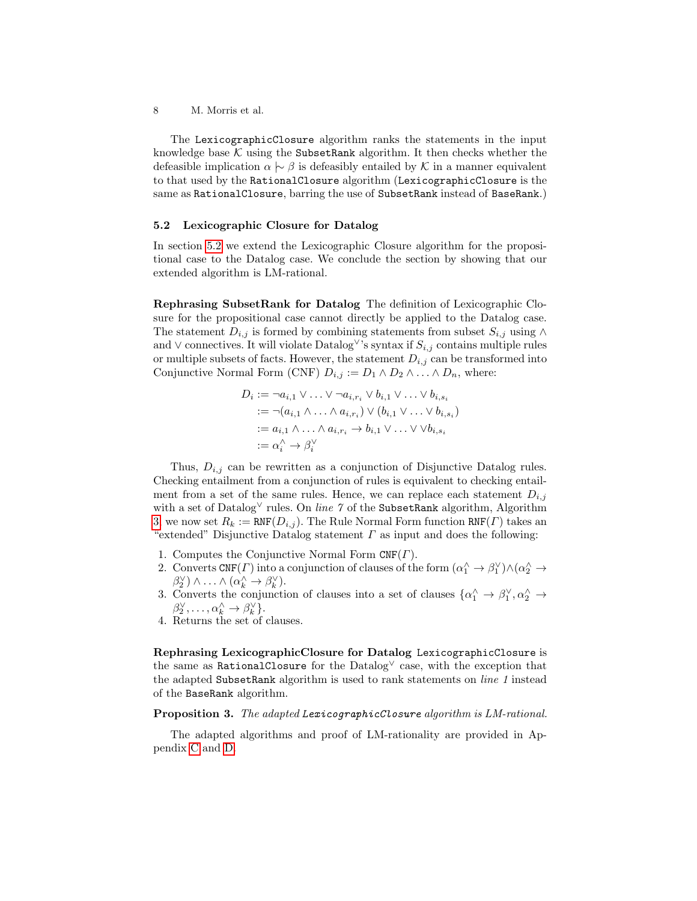The `LexicographicClosure` algorithm ranks the statements in the input knowledge base $\mathcal{K}$ using the `SubsetRank` algorithm. It then checks whether the defeasible implication $\alpha \mid\!\sim \beta$ is defeasibly entailed by $\mathcal{K}$ in a manner equivalent to that used by the `RationalClosure` algorithm (`LexicographicClosure` is the same as `RationalClosure`, barring the use of `SubsetRank` instead of `BaseRank`.)

### 5.2 Lexicographic Closure for Datalog

In section 5.2 we extend the Lexicographic Closure algorithm for the propositional case to the Datalog case. We conclude the section by showing that our extended algorithm is LM-rational.

**Rephrasing SubsetRank for Datalog** The definition of Lexicographic Closure for the propositional case cannot directly be applied to the Datalog case. The statement $D_{i,j}$ is formed by combining statements from subset $S_{i,j}$ using $\wedge$ and $\vee$ connectives. It will violate Datalog$^{\vee}$'s syntax if $S_{i,j}$ contains multiple rules or multiple subsets of facts. However, the statement $D_{i,j}$ can be transformed into Conjunctive Normal Form (CNF) $D_{i,j} := D_1 \wedge D_2 \wedge \ldots \wedge D_n$, where:

$$
\begin{aligned}
D_i &:= \neg a_{i,1} \vee \ldots \vee \neg a_{i,r_i} \vee b_{i,1} \vee \ldots \vee b_{i,s_i} \\
&:= \neg(a_{i,1} \wedge \ldots \wedge a_{i,r_i}) \vee (b_{i,1} \vee \ldots \vee b_{i,s_i}) \\
&:= a_{i,1} \wedge \ldots \wedge a_{i,r_i} \rightarrow b_{i,1} \vee \ldots \vee \vee b_{i,s_i} \\
&:= \alpha_i^{\wedge} \rightarrow \beta_i^{\vee}
\end{aligned}
$$

Thus, $D_{i,j}$ can be rewritten as a conjunction of Disjunctive Datalog rules. Checking entailment from a conjunction of rules is equivalent to checking entailment from a set of the same rules. Hence, we can replace each statement $D_{i,j}$ with a set of Datalog$^{\vee}$ rules. On *line 7* of the `SubsetRank` algorithm, Algorithm 3, we now set $R_k :=$ `RNF`$(D_{i,j})$. The Rule Normal Form function `RNF`$(\Gamma)$ takes an "extended" Disjunctive Datalog statement $\Gamma$ as input and does the following:

1. Computes the Conjunctive Normal Form `CNF`$(\Gamma)$.
2. Converts `CNF`$(\Gamma)$ into a conjunction of clauses of the form $(\alpha_1^{\wedge} \rightarrow \beta_1^{\vee}) \wedge (\alpha_2^{\wedge} \rightarrow \beta_2^{\vee}) \wedge \ldots \wedge (\alpha_k^{\wedge} \rightarrow \beta_k^{\vee})$.
3. Converts the conjunction of clauses into a set of clauses $\{\alpha_1^{\wedge} \rightarrow \beta_1^{\vee}, \alpha_2^{\wedge} \rightarrow \beta_2^{\vee}, \ldots, \alpha_k^{\wedge} \rightarrow \beta_k^{\vee}\}$.
4. Returns the set of clauses.

**Rephrasing LexicographicClosure for Datalog** `LexicographicClosure` is the same as `RationalClosure` for the Datalog$^{\vee}$ case, with the exception that the adapted `SubsetRank` algorithm is used to rank statements on *line 1* instead of the `BaseRank` algorithm.

**Proposition 3.** *The adapted* `LexicographicClosure` *algorithm is LM-rational.*

The adapted algorithms and proof of LM-rationality are provided in Appendix C and D.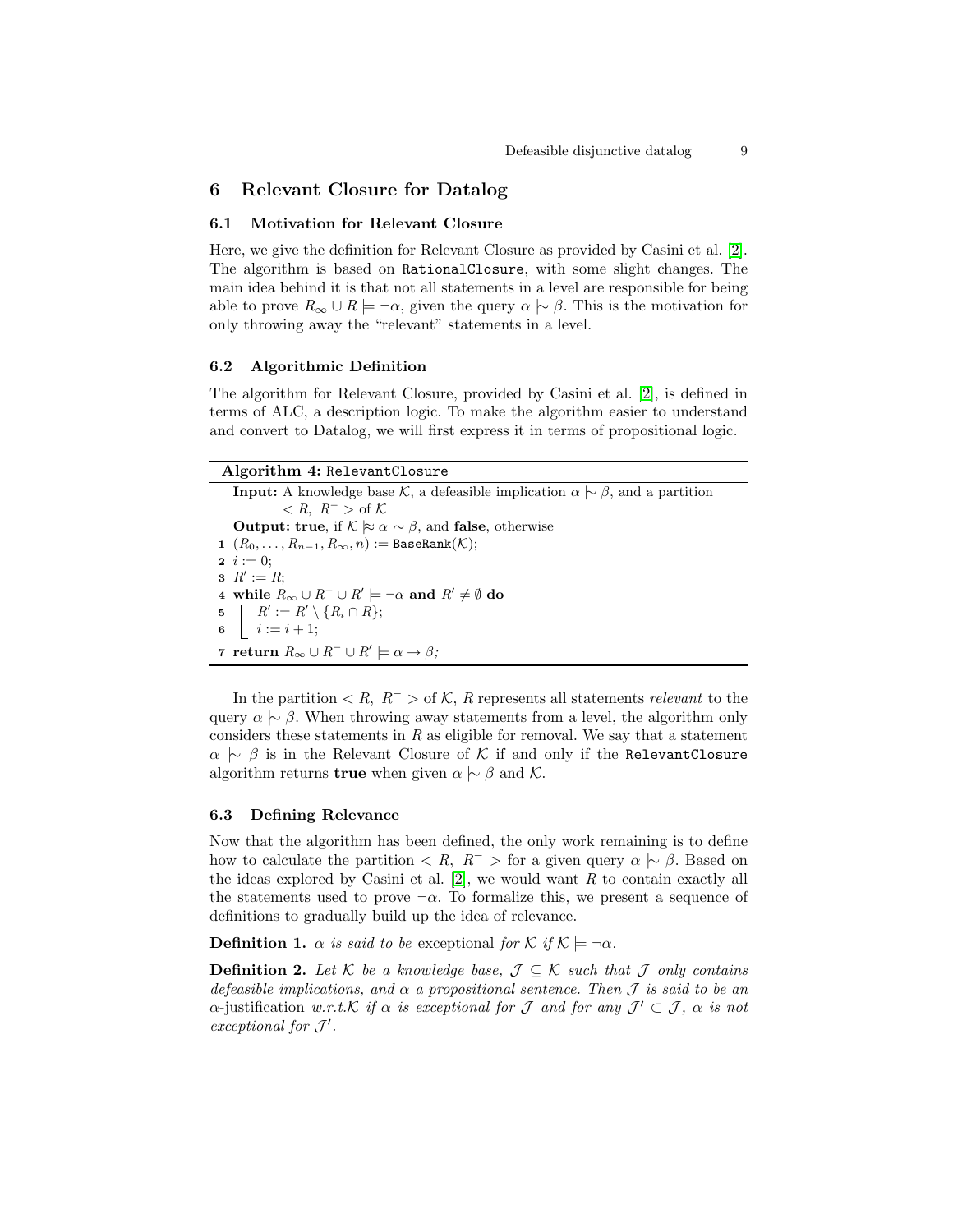## 6 Relevant Closure for Datalog

### 6.1 Motivation for Relevant Closure

Here, we give the definition for Relevant Closure as provided by Casini et al. [2]. The algorithm is based on `RationalClosure`, with some slight changes. The main idea behind it is that not all statements in a level are responsible for being able to prove $R_\infty \cup R \models \neg\alpha$, given the query $\alpha \mid\sim \beta$. This is the motivation for only throwing away the "relevant" statements in a level.

### 6.2 Algorithmic Definition

The algorithm for Relevant Closure, provided by Casini et al. [2], is defined in terms of ALC, a description logic. To make the algorithm easier to understand and convert to Datalog, we will first express it in terms of propositional logic.

**Algorithm 4:** `RelevantClosure`

**Input:** A knowledge base $\mathcal{K}$, a defeasible implication $\alpha \mid\sim \beta$, and a partition $< R,\ R^- >$ of $\mathcal{K}$

**Output: true**, if $\mathcal{K} \models\!\approx \alpha \mid\sim \beta$, and **false**, otherwise

```
1  (R_0, ..., R_{n-1}, R_∞, n) := BaseRank(K);
2  i := 0;
3  R' := R;
4  while R_∞ ∪ R^- ∪ R' ⊨ ¬α and R' ≠ ∅ do
5      R' := R' \ {R_i ∩ R};
6      i := i + 1;
7  return R_∞ ∪ R^- ∪ R' ⊨ α → β;
```

In the partition $< R,\ R^- >$ of $\mathcal{K}$, $R$ represents all statements *relevant* to the query $\alpha \mid\sim \beta$. When throwing away statements from a level, the algorithm only considers these statements in $R$ as eligible for removal. We say that a statement $\alpha \mid\sim \beta$ is in the Relevant Closure of $\mathcal{K}$ if and only if the `RelevantClosure` algorithm returns **true** when given $\alpha \mid\sim \beta$ and $\mathcal{K}$.

### 6.3 Defining Relevance

Now that the algorithm has been defined, the only work remaining is to define how to calculate the partition $< R,\ R^- >$ for a given query $\alpha \mid\sim \beta$. Based on the ideas explored by Casini et al. [2], we would want $R$ to contain exactly all the statements used to prove $\neg\alpha$. To formalize this, we present a sequence of definitions to gradually build up the idea of relevance.

**Definition 1.** *$\alpha$ is said to be* exceptional *for $\mathcal{K}$ if $\mathcal{K} \models \neg\alpha$.*

**Definition 2.** *Let $\mathcal{K}$ be a knowledge base, $\mathcal{J} \subseteq \mathcal{K}$ such that $\mathcal{J}$ only contains defeasible implications, and $\alpha$ a propositional sentence. Then $\mathcal{J}$ is said to be an $\alpha$-*justification *w.r.t.$\mathcal{K}$ if $\alpha$ is exceptional for $\mathcal{J}$ and for any $\mathcal{J}' \subset \mathcal{J}$, $\alpha$ is not exceptional for $\mathcal{J}'$.*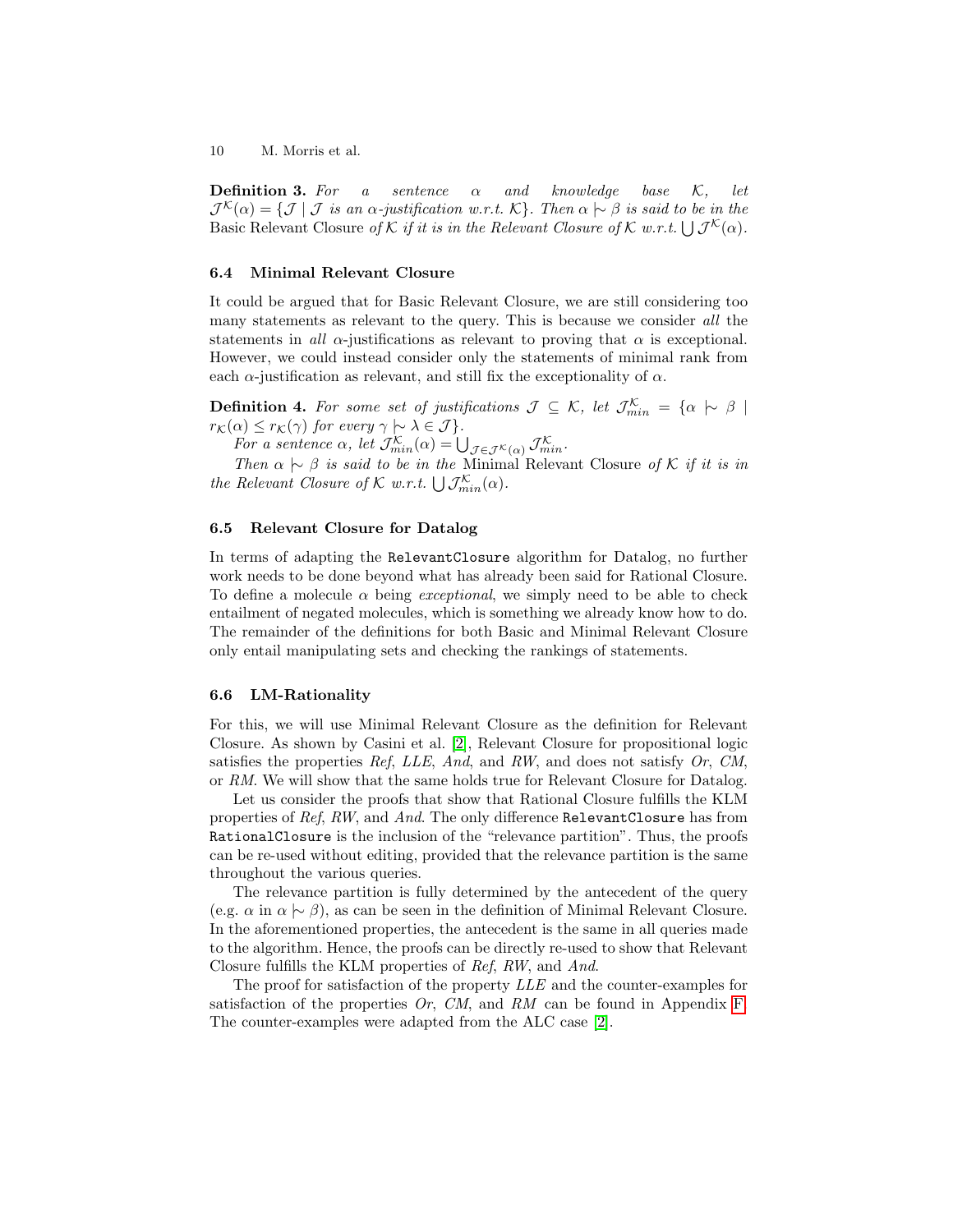**Definition 3.** *For a sentence $\alpha$ and knowledge base $\mathcal{K}$, let $\mathcal{J}^{\mathcal{K}}(\alpha) = \{\mathcal{J} \mid \mathcal{J}$ is an $\alpha$-justification w.r.t. $\mathcal{K}\}$. Then $\alpha \mid\sim \beta$ is said to be in the* Basic Relevant Closure *of $\mathcal{K}$ if it is in the Relevant Closure of $\mathcal{K}$ w.r.t. $\bigcup \mathcal{J}^{\mathcal{K}}(\alpha)$.*

### 6.4 Minimal Relevant Closure

It could be argued that for Basic Relevant Closure, we are still considering too many statements as relevant to the query. This is because we consider *all* the statements in *all* $\alpha$-justifications as relevant to proving that $\alpha$ is exceptional. However, we could instead consider only the statements of minimal rank from each $\alpha$-justification as relevant, and still fix the exceptionality of $\alpha$.

**Definition 4.** *For some set of justifications $\mathcal{J} \subseteq \mathcal{K}$, let $\mathcal{J}^{\mathcal{K}}_{min} = \{\alpha \mid\sim \beta \mid r_{\mathcal{K}}(\alpha) \leq r_{\mathcal{K}}(\gamma)$ for every $\gamma \mid\sim \lambda \in \mathcal{J}\}$.*

*For a sentence $\alpha$, let $\mathcal{J}^{\mathcal{K}}_{min}(\alpha) = \bigcup_{\mathcal{J} \in \mathcal{J}^{\mathcal{K}}(\alpha)} \mathcal{J}^{\mathcal{K}}_{min}$.*

*Then $\alpha \mid\sim \beta$ is said to be in the* Minimal Relevant Closure *of $\mathcal{K}$ if it is in the Relevant Closure of $\mathcal{K}$ w.r.t. $\bigcup \mathcal{J}^{\mathcal{K}}_{min}(\alpha)$.*

### 6.5 Relevant Closure for Datalog

In terms of adapting the `RelevantClosure` algorithm for Datalog, no further work needs to be done beyond what has already been said for Rational Closure. To define a molecule $\alpha$ being *exceptional*, we simply need to be able to check entailment of negated molecules, which is something we already know how to do. The remainder of the definitions for both Basic and Minimal Relevant Closure only entail manipulating sets and checking the rankings of statements.

### 6.6 LM-Rationality

For this, we will use Minimal Relevant Closure as the definition for Relevant Closure. As shown by Casini et al. [2], Relevant Closure for propositional logic satisfies the properties *Ref*, *LLE*, *And*, and *RW*, and does not satisfy *Or*, *CM*, or *RM*. We will show that the same holds true for Relevant Closure for Datalog.

Let us consider the proofs that show that Rational Closure fulfills the KLM properties of *Ref*, *RW*, and *And*. The only difference `RelevantClosure` has from `RationalClosure` is the inclusion of the "relevance partition". Thus, the proofs can be re-used without editing, provided that the relevance partition is the same throughout the various queries.

The relevance partition is fully determined by the antecedent of the query (e.g. $\alpha$ in $\alpha \mid\sim \beta$), as can be seen in the definition of Minimal Relevant Closure. In the aforementioned properties, the antecedent is the same in all queries made to the algorithm. Hence, the proofs can be directly re-used to show that Relevant Closure fulfills the KLM properties of *Ref*, *RW*, and *And*.

The proof for satisfaction of the property *LLE* and the counter-examples for satisfaction of the properties *Or*, *CM*, and *RM* can be found in Appendix F. The counter-examples were adapted from the ALC case [2].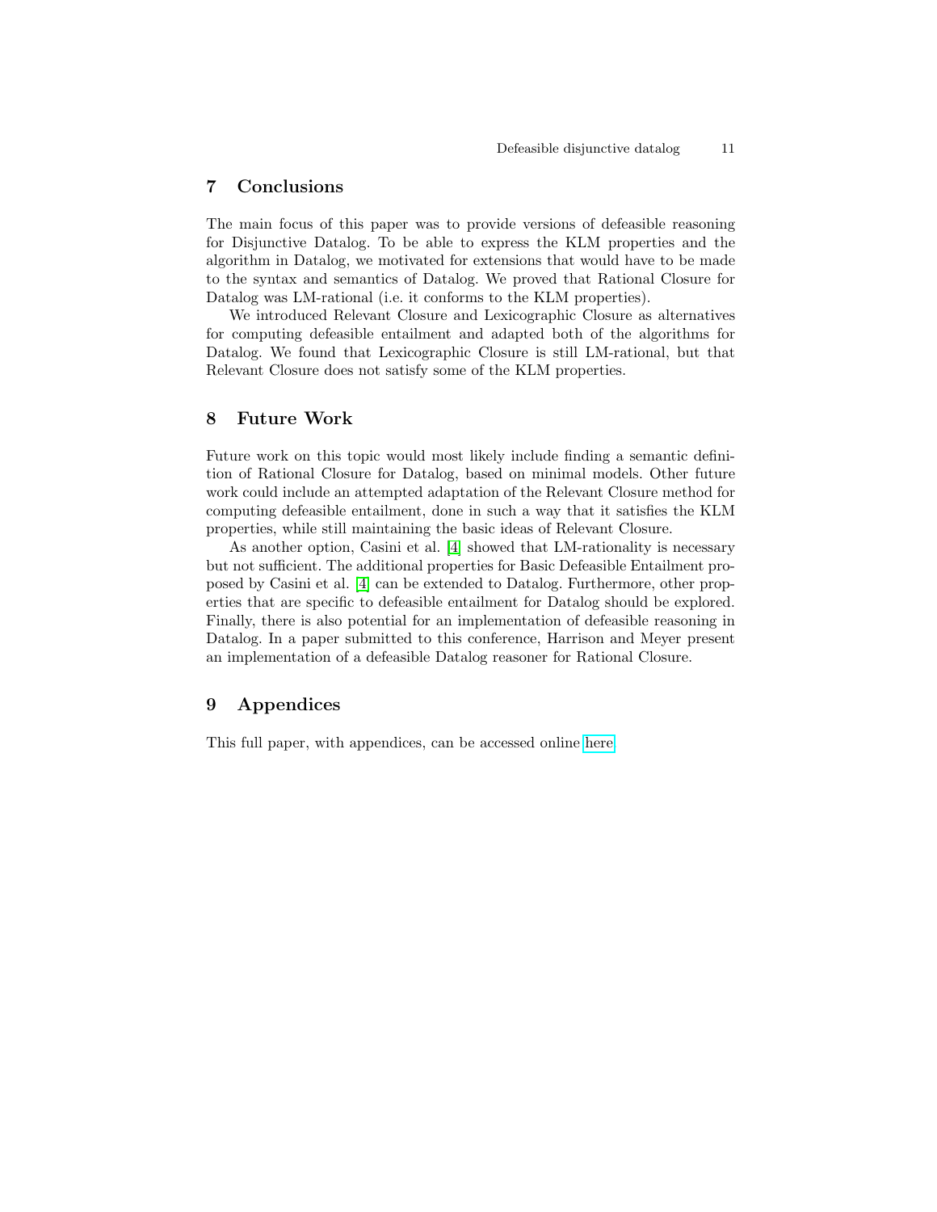## 7 Conclusions

The main focus of this paper was to provide versions of defeasible reasoning for Disjunctive Datalog. To be able to express the KLM properties and the algorithm in Datalog, we motivated for extensions that would have to be made to the syntax and semantics of Datalog. We proved that Rational Closure for Datalog was LM-rational (i.e. it conforms to the KLM properties).

We introduced Relevant Closure and Lexicographic Closure as alternatives for computing defeasible entailment and adapted both of the algorithms for Datalog. We found that Lexicographic Closure is still LM-rational, but that Relevant Closure does not satisfy some of the KLM properties.

## 8 Future Work

Future work on this topic would most likely include finding a semantic definition of Rational Closure for Datalog, based on minimal models. Other future work could include an attempted adaptation of the Relevant Closure method for computing defeasible entailment, done in such a way that it satisfies the KLM properties, while still maintaining the basic ideas of Relevant Closure.

As another option, Casini et al. [4] showed that LM-rationality is necessary but not sufficient. The additional properties for Basic Defeasible Entailment proposed by Casini et al. [4] can be extended to Datalog. Furthermore, other properties that are specific to defeasible entailment for Datalog should be explored. Finally, there is also potential for an implementation of defeasible reasoning in Datalog. In a paper submitted to this conference, Harrison and Meyer present an implementation of a defeasible Datalog reasoner for Rational Closure.

## 9 Appendices

This full paper, with appendices, can be accessed online here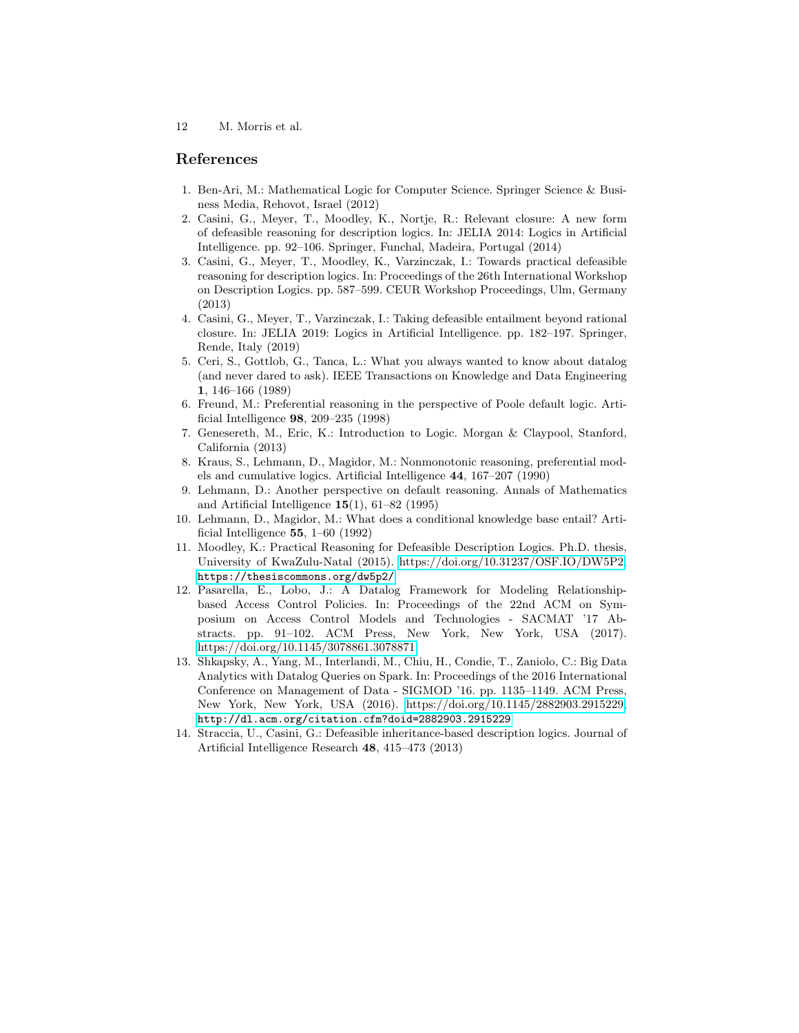## References

1. Ben-Ari, M.: Mathematical Logic for Computer Science. Springer Science & Business Media, Rehovot, Israel (2012)
2. Casini, G., Meyer, T., Moodley, K., Nortje, R.: Relevant closure: A new form of defeasible reasoning for description logics. In: JELIA 2014: Logics in Artificial Intelligence. pp. 92–106. Springer, Funchal, Madeira, Portugal (2014)
3. Casini, G., Meyer, T., Moodley, K., Varzinczak, I.: Towards practical defeasible reasoning for description logics. In: Proceedings of the 26th International Workshop on Description Logics. pp. 587–599. CEUR Workshop Proceedings, Ulm, Germany (2013)
4. Casini, G., Meyer, T., Varzinczak, I.: Taking defeasible entailment beyond rational closure. In: JELIA 2019: Logics in Artificial Intelligence. pp. 182–197. Springer, Rende, Italy (2019)
5. Ceri, S., Gottlob, G., Tanca, L.: What you always wanted to know about datalog (and never dared to ask). IEEE Transactions on Knowledge and Data Engineering **1**, 146–166 (1989)
6. Freund, M.: Preferential reasoning in the perspective of Poole default logic. Artificial Intelligence **98**, 209–235 (1998)
7. Genesereth, M., Eric, K.: Introduction to Logic. Morgan & Claypool, Stanford, California (2013)
8. Kraus, S., Lehmann, D., Magidor, M.: Nonmonotonic reasoning, preferential models and cumulative logics. Artificial Intelligence **44**, 167–207 (1990)
9. Lehmann, D.: Another perspective on default reasoning. Annals of Mathematics and Artificial Intelligence **15**(1), 61–82 (1995)
10. Lehmann, D., Magidor, M.: What does a conditional knowledge base entail? Artificial Intelligence **55**, 1–60 (1992)
11. Moodley, K.: Practical Reasoning for Defeasible Description Logics. Ph.D. thesis, University of KwaZulu-Natal (2015). https://doi.org/10.31237/OSF.IO/DW5P2, `https://thesiscommons.org/dw5p2/`
12. Pasarella, E., Lobo, J.: A Datalog Framework for Modeling Relationship-based Access Control Policies. In: Proceedings of the 22nd ACM on Symposium on Access Control Models and Technologies - SACMAT '17 Abstracts. pp. 91–102. ACM Press, New York, New York, USA (2017). https://doi.org/10.1145/3078861.3078871
13. Shkapsky, A., Yang, M., Interlandi, M., Chiu, H., Condie, T., Zaniolo, C.: Big Data Analytics with Datalog Queries on Spark. In: Proceedings of the 2016 International Conference on Management of Data - SIGMOD '16. pp. 1135–1149. ACM Press, New York, New York, USA (2016). https://doi.org/10.1145/2882903.2915229, `http://dl.acm.org/citation.cfm?doid=2882903.2915229`
14. Straccia, U., Casini, G.: Defeasible inheritance-based description logics. Journal of Artificial Intelligence Research **48**, 415–473 (2013)